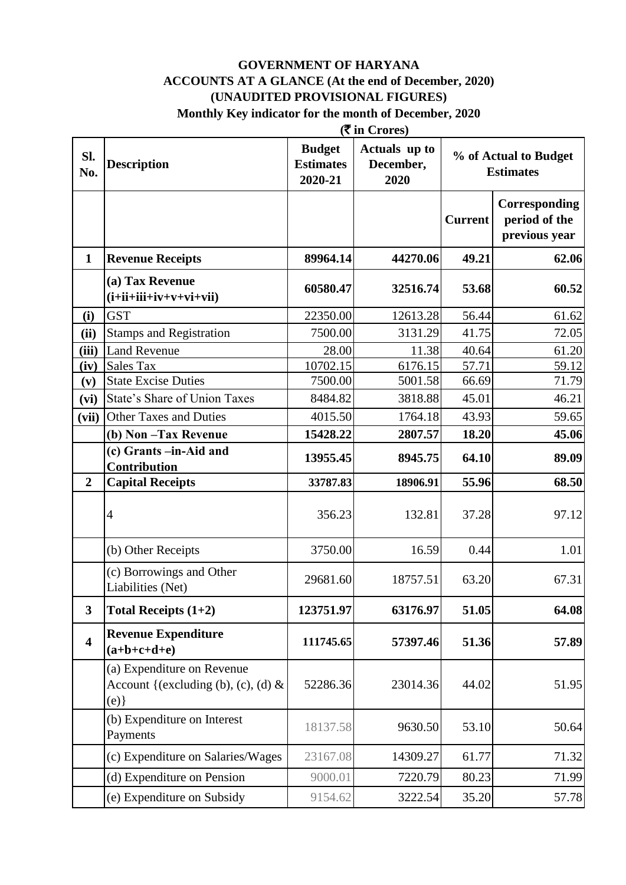**GOVERNMENT OF HARYANA**

**ACCOUNTS AT A GLANCE (At the end of December, 2020)**

**(UNAUDITED PROVISIONAL FIGURES)**

**Monthly Key indicator for the month of December, 2020**

**(₹ in Crores)**

| Sl. No. | Description | Budget Estimates 2020-21 | Actuals up to December, 2020 | % of Actual to Budget Estimates | |
|---|---|---|---|---|---|
| | | | | Current | Corresponding period of the previous year |
| **1** | **Revenue Receipts** | **89964.14** | **44270.06** | **49.21** | **62.06** |
| | **(a) Tax Revenue (i+ii+iii+iv+v+vi+vii)** | **60580.47** | **32516.74** | **53.68** | **60.52** |
| **(i)** | GST | 22350.00 | 12613.28 | 56.44 | 61.62 |
| **(ii)** | Stamps and Registration | 7500.00 | 3131.29 | 41.75 | 72.05 |
| **(iii)** | Land Revenue | 28.00 | 11.38 | 40.64 | 61.20 |
| **(iv)** | Sales Tax | 10702.15 | 6176.15 | 57.71 | 59.12 |
| **(v)** | State Excise Duties | 7500.00 | 5001.58 | 66.69 | 71.79 |
| **(vi)** | State's Share of Union Taxes | 8484.82 | 3818.88 | 45.01 | 46.21 |
| **(vii)** | Other Taxes and Duties | 4015.50 | 1764.18 | 43.93 | 59.65 |
| | **(b) Non –Tax Revenue** | **15428.22** | **2807.57** | **18.20** | **45.06** |
| | **(c) Grants –in-Aid and Contribution** | **13955.45** | **8945.75** | **64.10** | **89.09** |
| **2** | **Capital Receipts** | **33787.83** | **18906.91** | **55.96** | **68.50** |
| | 4 | 356.23 | 132.81 | 37.28 | 97.12 |
| | (b) Other Receipts | 3750.00 | 16.59 | 0.44 | 1.01 |
| | (c) Borrowings and Other Liabilities (Net) | 29681.60 | 18757.51 | 63.20 | 67.31 |
| **3** | **Total Receipts (1+2)** | **123751.97** | **63176.97** | **51.05** | **64.08** |
| **4** | **Revenue Expenditure (a+b+c+d+e)** | **111745.65** | **57397.46** | **51.36** | **57.89** |
| | (a) Expenditure on Revenue Account {(excluding (b), (c), (d) & (e)} | 52286.36 | 23014.36 | 44.02 | 51.95 |
| | (b) Expenditure on Interest Payments | 18137.58 | 9630.50 | 53.10 | 50.64 |
| | (c) Expenditure on Salaries/Wages | 23167.08 | 14309.27 | 61.77 | 71.32 |
| | (d) Expenditure on Pension | 9000.01 | 7220.79 | 80.23 | 71.99 |
| | (e) Expenditure on Subsidy | 9154.62 | 3222.54 | 35.20 | 57.78 |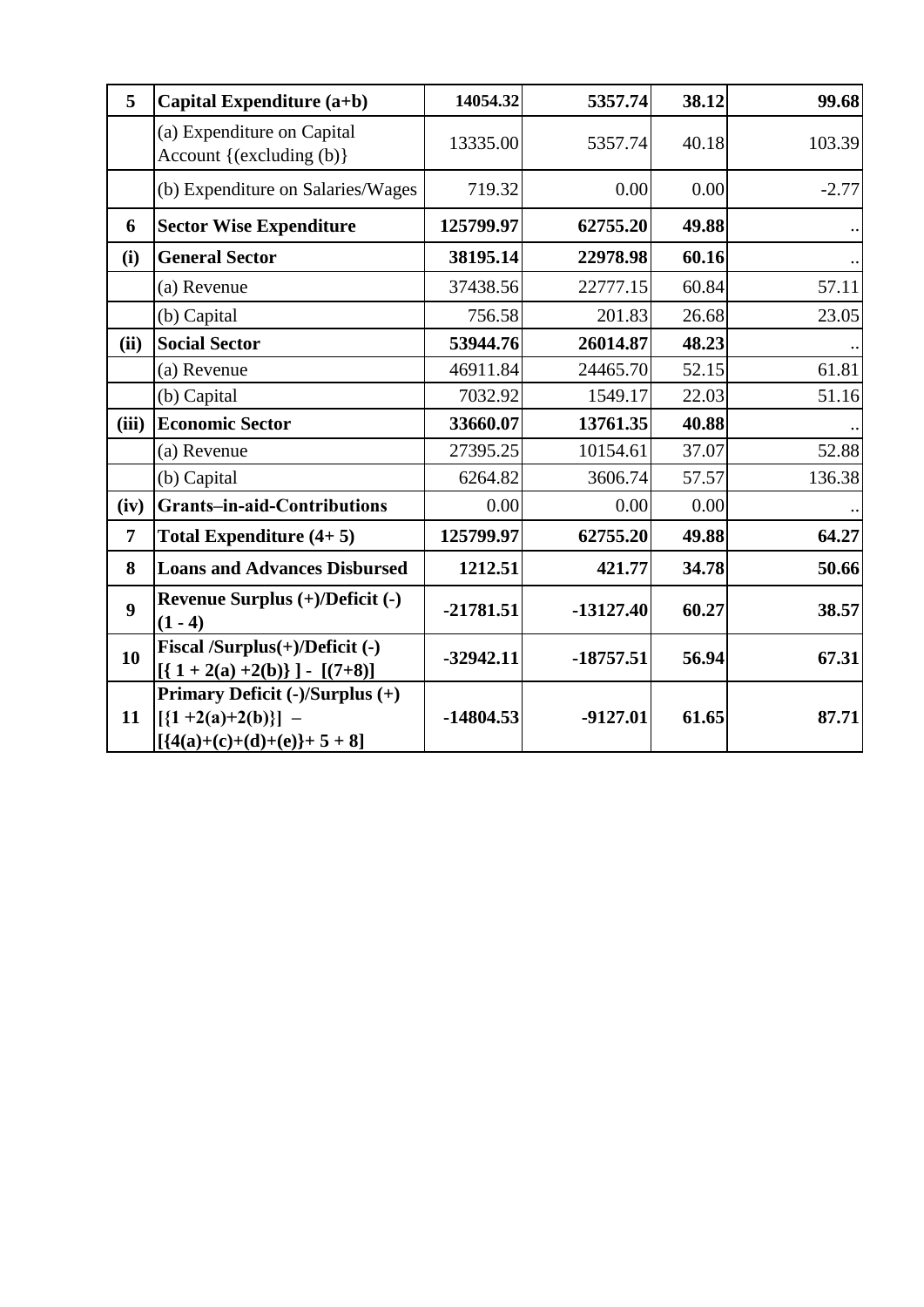| | | | | | |
|---|---|---|---|---|---|
| **5** | **Capital Expenditure (a+b)** | **14054.32** | **5357.74** | **38.12** | **99.68** |
| | (a) Expenditure on Capital Account {(excluding (b)} | 13335.00 | 5357.74 | 40.18 | 103.39 |
| | (b) Expenditure on Salaries/Wages | 719.32 | 0.00 | 0.00 | -2.77 |
| **6** | **Sector Wise Expenditure** | **125799.97** | **62755.20** | **49.88** | .. |
| **(i)** | **General Sector** | **38195.14** | **22978.98** | **60.16** | .. |
| | (a) Revenue | 37438.56 | 22777.15 | 60.84 | 57.11 |
| | (b) Capital | 756.58 | 201.83 | 26.68 | 23.05 |
| **(ii)** | **Social Sector** | **53944.76** | **26014.87** | **48.23** | .. |
| | (a) Revenue | 46911.84 | 24465.70 | 52.15 | 61.81 |
| | (b) Capital | 7032.92 | 1549.17 | 22.03 | 51.16 |
| **(iii)** | **Economic Sector** | **33660.07** | **13761.35** | **40.88** | .. |
| | (a) Revenue | 27395.25 | 10154.61 | 37.07 | 52.88 |
| | (b) Capital | 6264.82 | 3606.74 | 57.57 | 136.38 |
| **(iv)** | **Grants–in-aid-Contributions** | 0.00 | 0.00 | 0.00 | .. |
| **7** | **Total Expenditure (4+ 5)** | **125799.97** | **62755.20** | **49.88** | **64.27** |
| **8** | **Loans and Advances Disbursed** | **1212.51** | **421.77** | **34.78** | **50.66** |
| **9** | **Revenue Surplus (+)/Deficit (-) (1 - 4)** | **-21781.51** | **-13127.40** | **60.27** | **38.57** |
| **10** | **Fiscal /Surplus(+)/Deficit (-) [{ 1 + 2(a) +2(b)} ] - [(7+8)]** | **-32942.11** | **-18757.51** | **56.94** | **67.31** |
| **11** | **Primary Deficit (-)/Surplus (+) [{1 +2(a)+2(b)}] – [{4(a)+(c)+(d)+(e)}+ 5 + 8]** | **-14804.53** | **-9127.01** | **61.65** | **87.71** |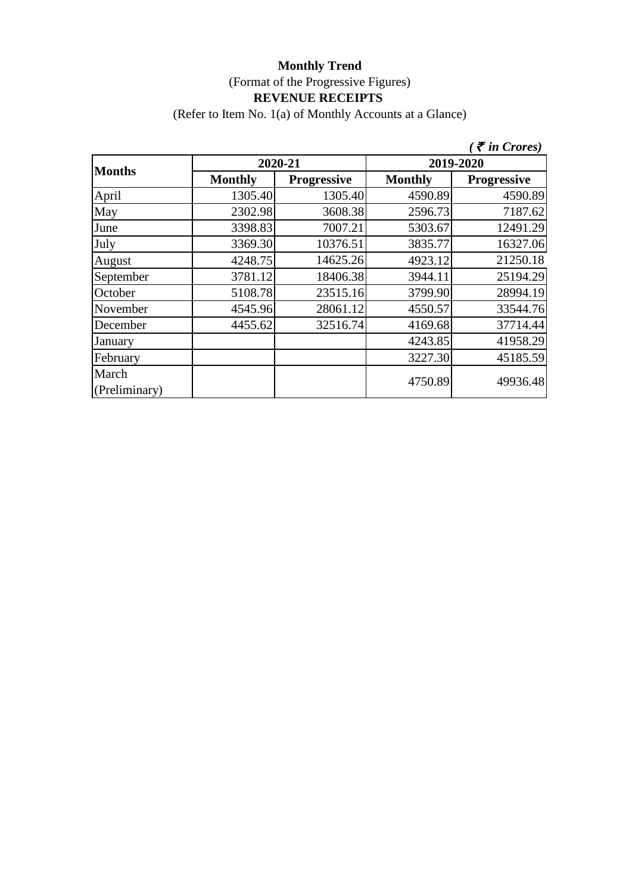**Monthly Trend**

(Format of the Progressive Figures)

**REVENUE RECEIPTS**

(Refer to Item No. 1(a) of Monthly Accounts at a Glance)

*( ₹ in Crores)*

| Months | 2020-21 | | 2019-2020 | |
|---|---|---|---|---|
| | **Monthly** | **Progressive** | **Monthly** | **Progressive** |
| April | 1305.40 | 1305.40 | 4590.89 | 4590.89 |
| May | 2302.98 | 3608.38 | 2596.73 | 7187.62 |
| June | 3398.83 | 7007.21 | 5303.67 | 12491.29 |
| July | 3369.30 | 10376.51 | 3835.77 | 16327.06 |
| August | 4248.75 | 14625.26 | 4923.12 | 21250.18 |
| September | 3781.12 | 18406.38 | 3944.11 | 25194.29 |
| October | 5108.78 | 23515.16 | 3799.90 | 28994.19 |
| November | 4545.96 | 28061.12 | 4550.57 | 33544.76 |
| December | 4455.62 | 32516.74 | 4169.68 | 37714.44 |
| January | | | 4243.85 | 41958.29 |
| February | | | 3227.30 | 45185.59 |
| March (Preliminary) | | | 4750.89 | 49936.48 |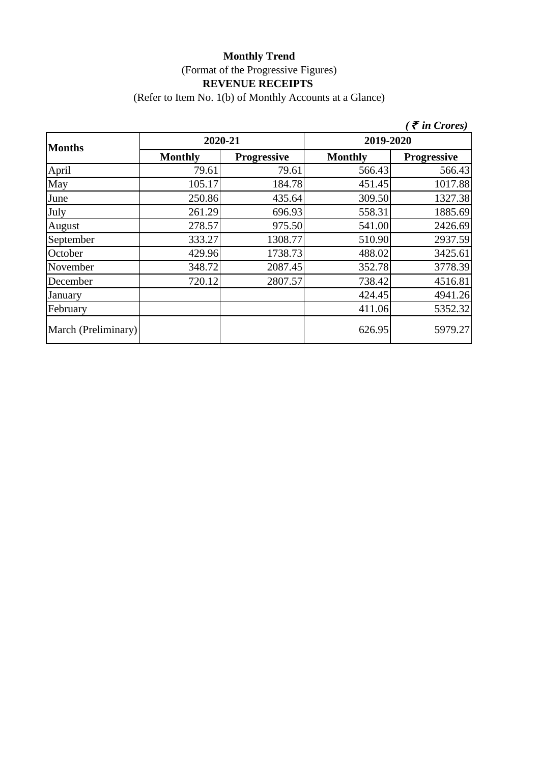**Monthly Trend**

(Format of the Progressive Figures)

**REVENUE RECEIPTS**

(Refer to Item No. 1(b) of Monthly Accounts at a Glance)

*( ₹ in Crores)*

| Months | 2020-21 | | 2019-2020 | |
|---|---|---|---|---|
| | Monthly | Progressive | Monthly | Progressive |
| April | 79.61 | 79.61 | 566.43 | 566.43 |
| May | 105.17 | 184.78 | 451.45 | 1017.88 |
| June | 250.86 | 435.64 | 309.50 | 1327.38 |
| July | 261.29 | 696.93 | 558.31 | 1885.69 |
| August | 278.57 | 975.50 | 541.00 | 2426.69 |
| September | 333.27 | 1308.77 | 510.90 | 2937.59 |
| October | 429.96 | 1738.73 | 488.02 | 3425.61 |
| November | 348.72 | 2087.45 | 352.78 | 3778.39 |
| December | 720.12 | 2807.57 | 738.42 | 4516.81 |
| January | | | 424.45 | 4941.26 |
| February | | | 411.06 | 5352.32 |
| March (Preliminary) | | | 626.95 | 5979.27 |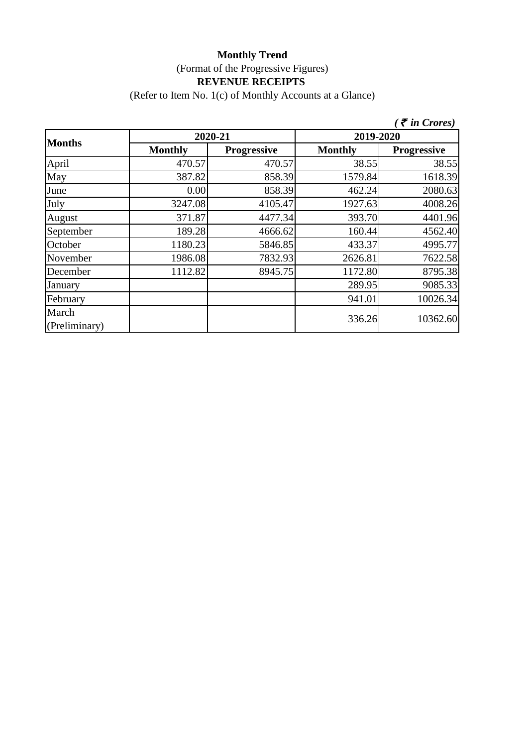**Monthly Trend**

(Format of the Progressive Figures)

**REVENUE RECEIPTS**

(Refer to Item No. 1(c) of Monthly Accounts at a Glance)

*( ₹ in Crores)*

| Months | 2020-21 | | 2019-2020 | |
|---|---|---|---|---|
| | Monthly | Progressive | Monthly | Progressive |
| April | 470.57 | 470.57 | 38.55 | 38.55 |
| May | 387.82 | 858.39 | 1579.84 | 1618.39 |
| June | 0.00 | 858.39 | 462.24 | 2080.63 |
| July | 3247.08 | 4105.47 | 1927.63 | 4008.26 |
| August | 371.87 | 4477.34 | 393.70 | 4401.96 |
| September | 189.28 | 4666.62 | 160.44 | 4562.40 |
| October | 1180.23 | 5846.85 | 433.37 | 4995.77 |
| November | 1986.08 | 7832.93 | 2626.81 | 7622.58 |
| December | 1112.82 | 8945.75 | 1172.80 | 8795.38 |
| January | | | 289.95 | 9085.33 |
| February | | | 941.01 | 10026.34 |
| March (Preliminary) | | | 336.26 | 10362.60 |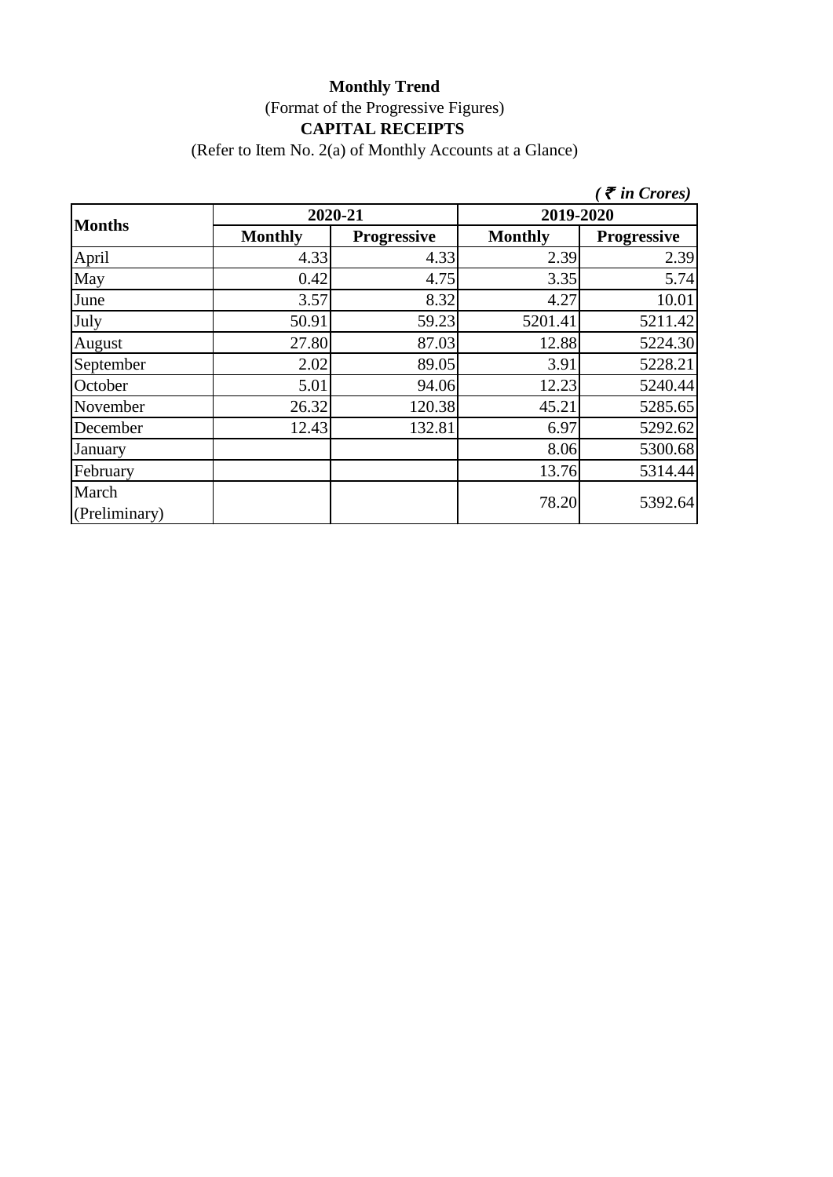**Monthly Trend**

(Format of the Progressive Figures)

**CAPITAL RECEIPTS**

(Refer to Item No. 2(a) of Monthly Accounts at a Glance)

*( ₹ in Crores)*

| Months | 2020-21 | | 2019-2020 | |
|---|---|---|---|---|
| | Monthly | Progressive | Monthly | Progressive |
| April | 4.33 | 4.33 | 2.39 | 2.39 |
| May | 0.42 | 4.75 | 3.35 | 5.74 |
| June | 3.57 | 8.32 | 4.27 | 10.01 |
| July | 50.91 | 59.23 | 5201.41 | 5211.42 |
| August | 27.80 | 87.03 | 12.88 | 5224.30 |
| September | 2.02 | 89.05 | 3.91 | 5228.21 |
| October | 5.01 | 94.06 | 12.23 | 5240.44 |
| November | 26.32 | 120.38 | 45.21 | 5285.65 |
| December | 12.43 | 132.81 | 6.97 | 5292.62 |
| January | | | 8.06 | 5300.68 |
| February | | | 13.76 | 5314.44 |
| March (Preliminary) | | | 78.20 | 5392.64 |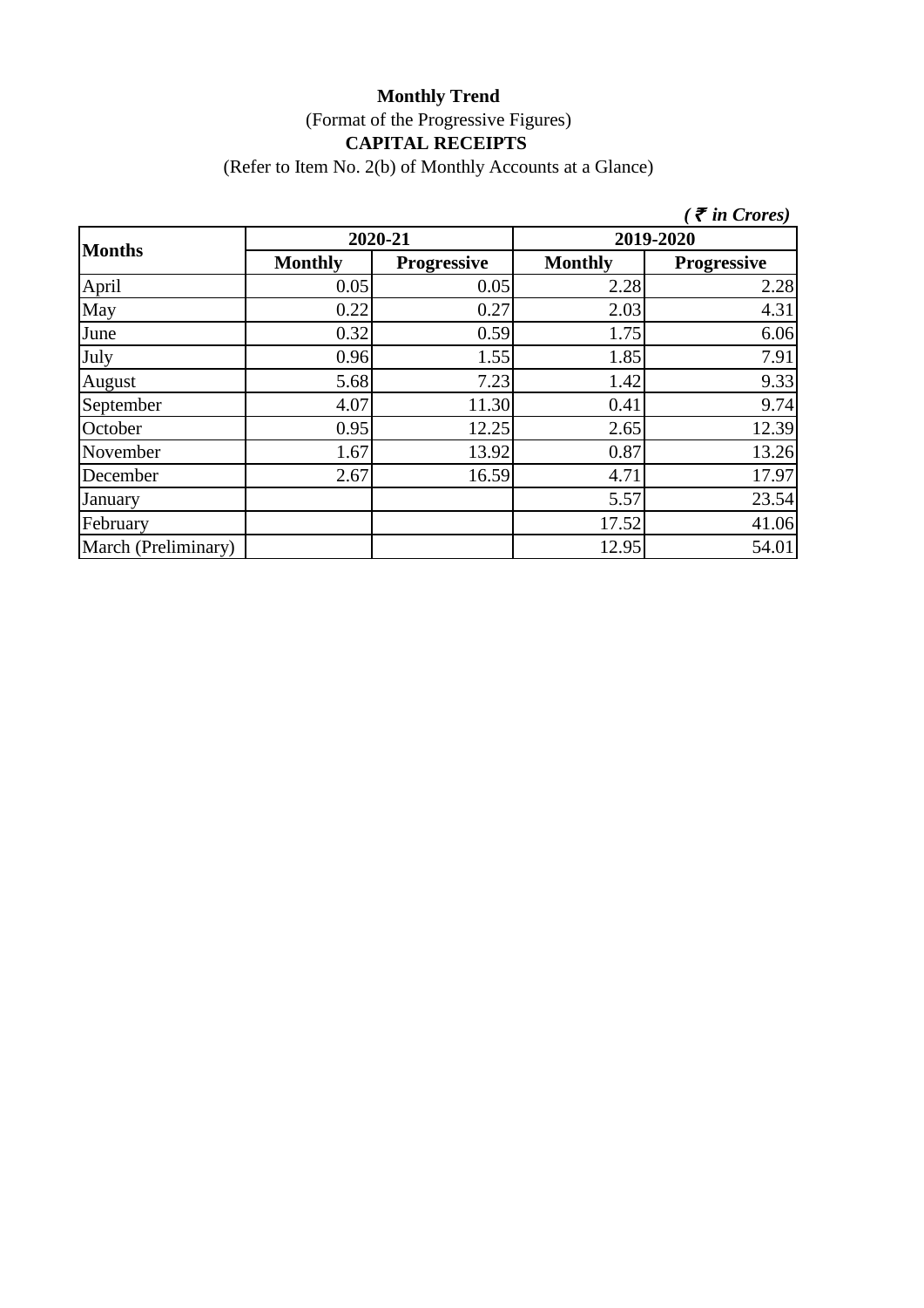**Monthly Trend**

(Format of the Progressive Figures)

**CAPITAL RECEIPTS**

(Refer to Item No. 2(b) of Monthly Accounts at a Glance)

*( ₹ in Crores)*

| Months | 2020-21 | | 2019-2020 | |
|---|---|---|---|---|
| | **Monthly** | **Progressive** | **Monthly** | **Progressive** |
| April | 0.05 | 0.05 | 2.28 | 2.28 |
| May | 0.22 | 0.27 | 2.03 | 4.31 |
| June | 0.32 | 0.59 | 1.75 | 6.06 |
| July | 0.96 | 1.55 | 1.85 | 7.91 |
| August | 5.68 | 7.23 | 1.42 | 9.33 |
| September | 4.07 | 11.30 | 0.41 | 9.74 |
| October | 0.95 | 12.25 | 2.65 | 12.39 |
| November | 1.67 | 13.92 | 0.87 | 13.26 |
| December | 2.67 | 16.59 | 4.71 | 17.97 |
| January | | | 5.57 | 23.54 |
| February | | | 17.52 | 41.06 |
| March (Preliminary) | | | 12.95 | 54.01 |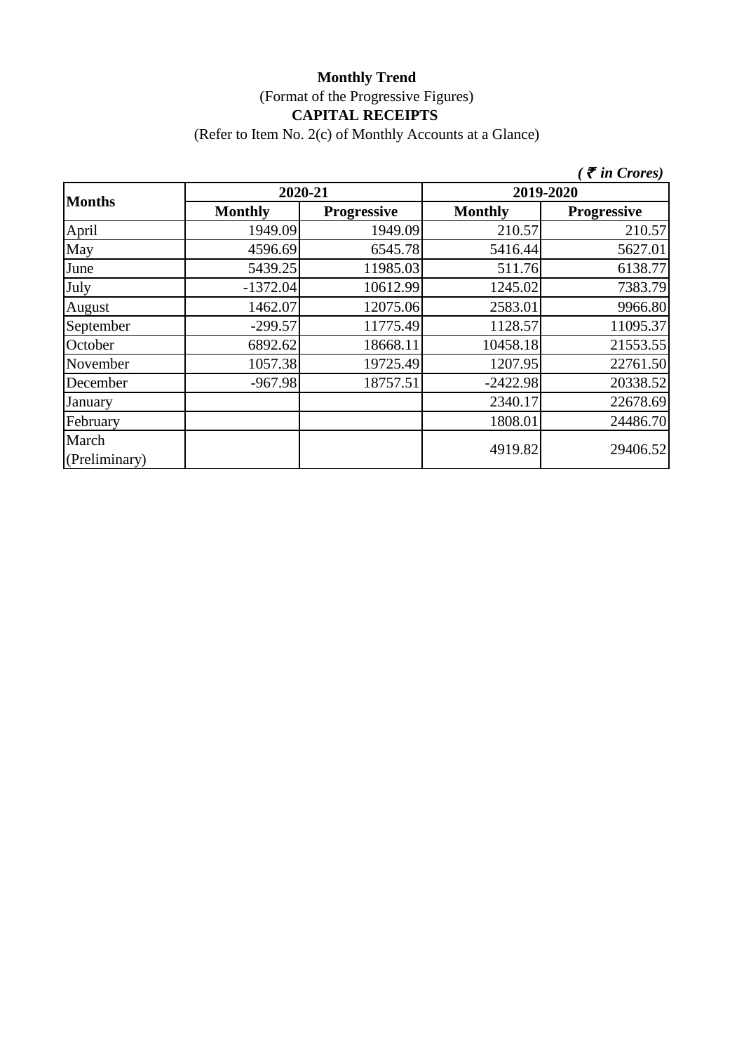**Monthly Trend**

(Format of the Progressive Figures)

**CAPITAL RECEIPTS**

(Refer to Item No. 2(c) of Monthly Accounts at a Glance)

*( ₹ in Crores)*

| Months | 2020-21 | | 2019-2020 | |
|---|---|---|---|---|
| | Monthly | Progressive | Monthly | Progressive |
| April | 1949.09 | 1949.09 | 210.57 | 210.57 |
| May | 4596.69 | 6545.78 | 5416.44 | 5627.01 |
| June | 5439.25 | 11985.03 | 511.76 | 6138.77 |
| July | -1372.04 | 10612.99 | 1245.02 | 7383.79 |
| August | 1462.07 | 12075.06 | 2583.01 | 9966.80 |
| September | -299.57 | 11775.49 | 1128.57 | 11095.37 |
| October | 6892.62 | 18668.11 | 10458.18 | 21553.55 |
| November | 1057.38 | 19725.49 | 1207.95 | 22761.50 |
| December | -967.98 | 18757.51 | -2422.98 | 20338.52 |
| January | | | 2340.17 | 22678.69 |
| February | | | 1808.01 | 24486.70 |
| March (Preliminary) | | | 4919.82 | 29406.52 |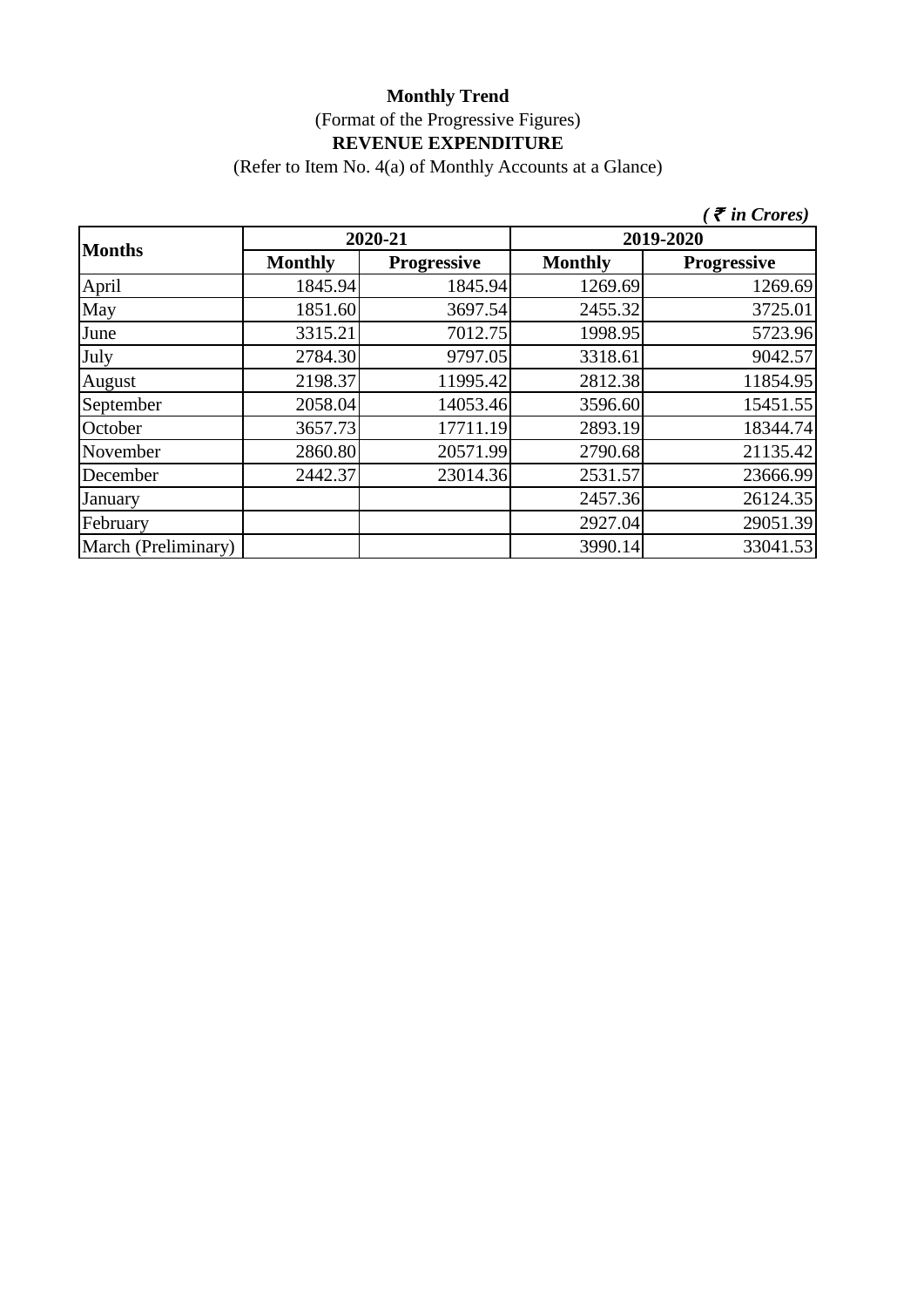**Monthly Trend**

(Format of the Progressive Figures)

**REVENUE EXPENDITURE**

(Refer to Item No. 4(a) of Monthly Accounts at a Glance)

*(₹ in Crores)*

| Months | 2020-21 | | 2019-2020 | |
|---|---|---|---|---|
| | **Monthly** | **Progressive** | **Monthly** | **Progressive** |
| April | 1845.94 | 1845.94 | 1269.69 | 1269.69 |
| May | 1851.60 | 3697.54 | 2455.32 | 3725.01 |
| June | 3315.21 | 7012.75 | 1998.95 | 5723.96 |
| July | 2784.30 | 9797.05 | 3318.61 | 9042.57 |
| August | 2198.37 | 11995.42 | 2812.38 | 11854.95 |
| September | 2058.04 | 14053.46 | 3596.60 | 15451.55 |
| October | 3657.73 | 17711.19 | 2893.19 | 18344.74 |
| November | 2860.80 | 20571.99 | 2790.68 | 21135.42 |
| December | 2442.37 | 23014.36 | 2531.57 | 23666.99 |
| January | | | 2457.36 | 26124.35 |
| February | | | 2927.04 | 29051.39 |
| March (Preliminary) | | | 3990.14 | 33041.53 |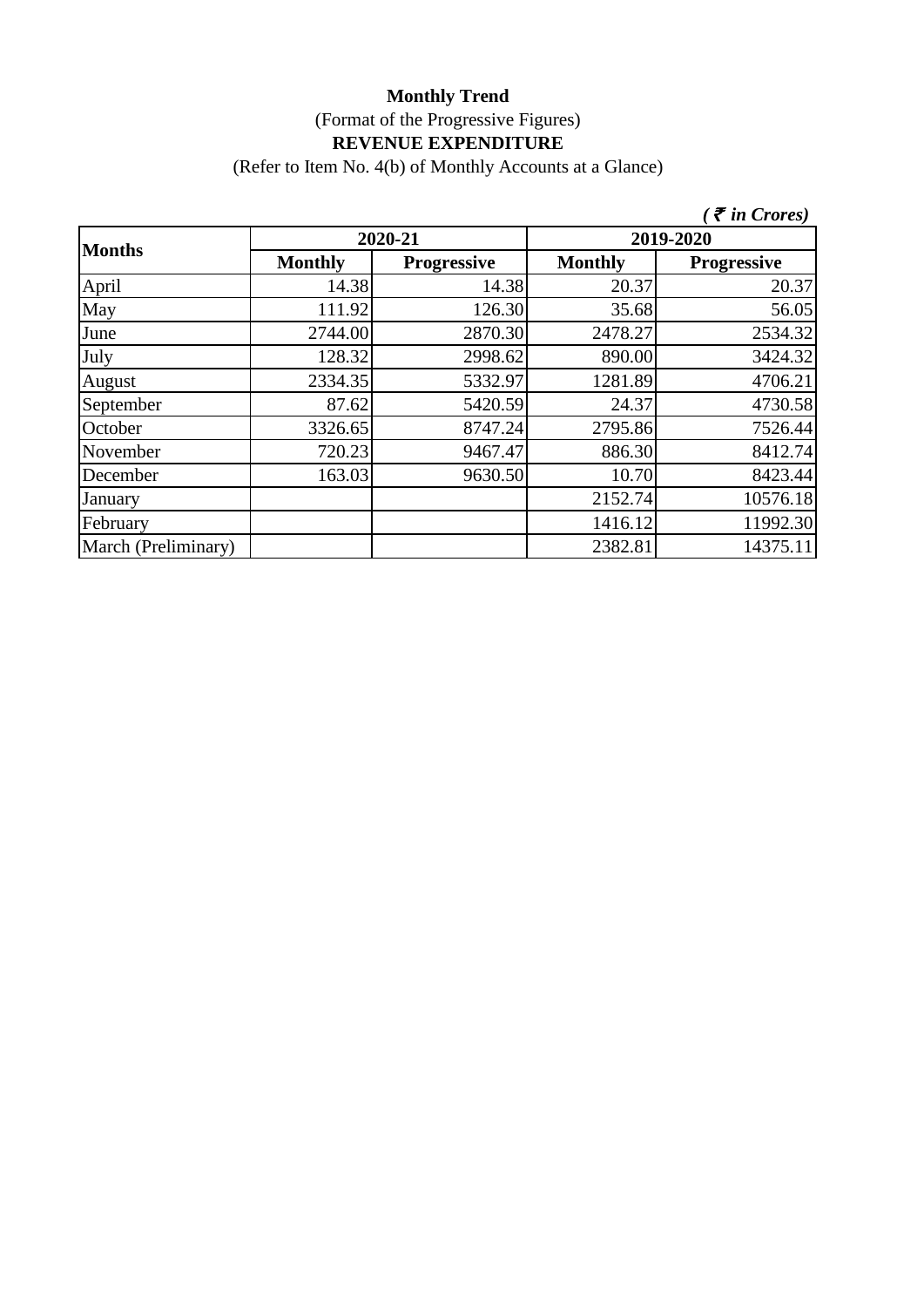**Monthly Trend**

(Format of the Progressive Figures)

**REVENUE EXPENDITURE**

(Refer to Item No. 4(b) of Monthly Accounts at a Glance)

*( ₹ in Crores)*

| Months | 2020-21 | | 2019-2020 | |
|---|---|---|---|---|
| | **Monthly** | **Progressive** | **Monthly** | **Progressive** |
| April | 14.38 | 14.38 | 20.37 | 20.37 |
| May | 111.92 | 126.30 | 35.68 | 56.05 |
| June | 2744.00 | 2870.30 | 2478.27 | 2534.32 |
| July | 128.32 | 2998.62 | 890.00 | 3424.32 |
| August | 2334.35 | 5332.97 | 1281.89 | 4706.21 |
| September | 87.62 | 5420.59 | 24.37 | 4730.58 |
| October | 3326.65 | 8747.24 | 2795.86 | 7526.44 |
| November | 720.23 | 9467.47 | 886.30 | 8412.74 |
| December | 163.03 | 9630.50 | 10.70 | 8423.44 |
| January | | | 2152.74 | 10576.18 |
| February | | | 1416.12 | 11992.30 |
| March (Preliminary) | | | 2382.81 | 14375.11 |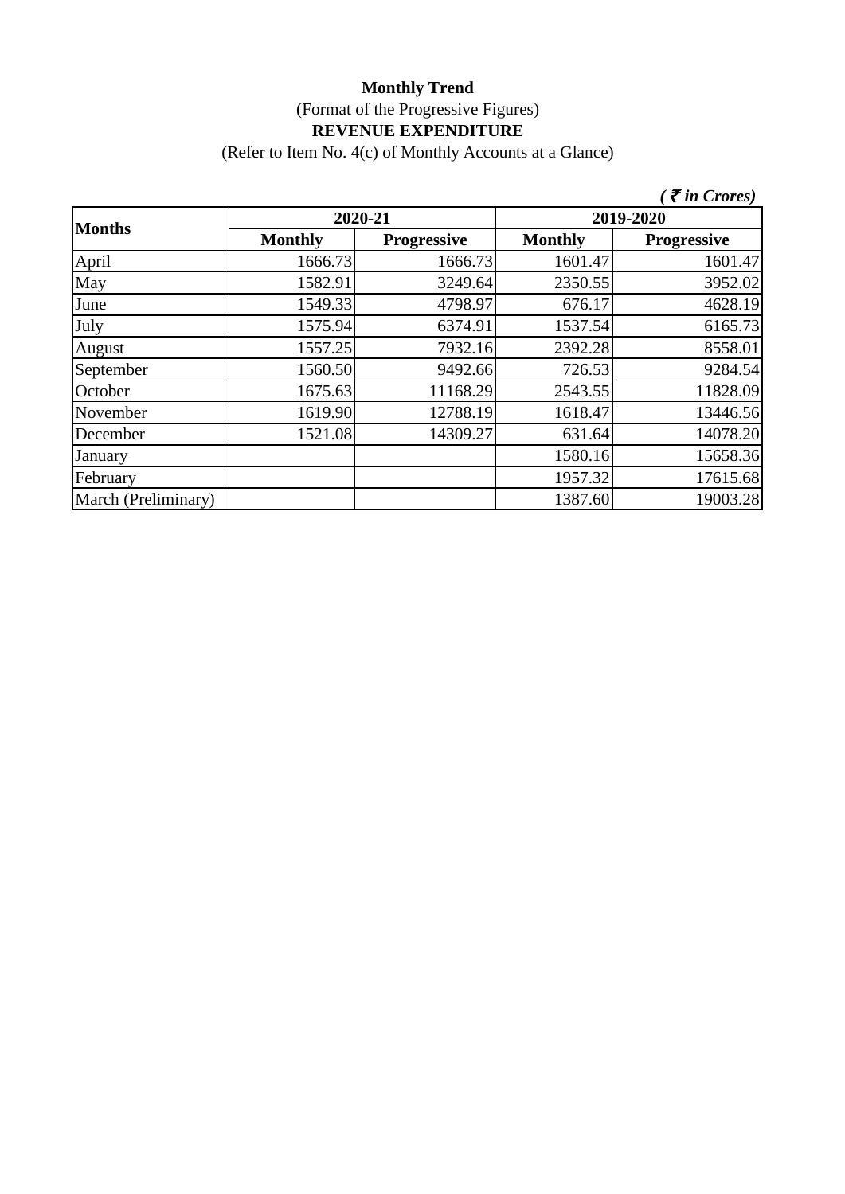**Monthly Trend**

(Format of the Progressive Figures)

**REVENUE EXPENDITURE**

(Refer to Item No. 4(c) of Monthly Accounts at a Glance)

*( ₹ in Crores)*

| Months | 2020-21 | | 2019-2020 | |
|---|---|---|---|---|
| | Monthly | Progressive | Monthly | Progressive |
| April | 1666.73 | 1666.73 | 1601.47 | 1601.47 |
| May | 1582.91 | 3249.64 | 2350.55 | 3952.02 |
| June | 1549.33 | 4798.97 | 676.17 | 4628.19 |
| July | 1575.94 | 6374.91 | 1537.54 | 6165.73 |
| August | 1557.25 | 7932.16 | 2392.28 | 8558.01 |
| September | 1560.50 | 9492.66 | 726.53 | 9284.54 |
| October | 1675.63 | 11168.29 | 2543.55 | 11828.09 |
| November | 1619.90 | 12788.19 | 1618.47 | 13446.56 |
| December | 1521.08 | 14309.27 | 631.64 | 14078.20 |
| January | | | 1580.16 | 15658.36 |
| February | | | 1957.32 | 17615.68 |
| March (Preliminary) | | | 1387.60 | 19003.28 |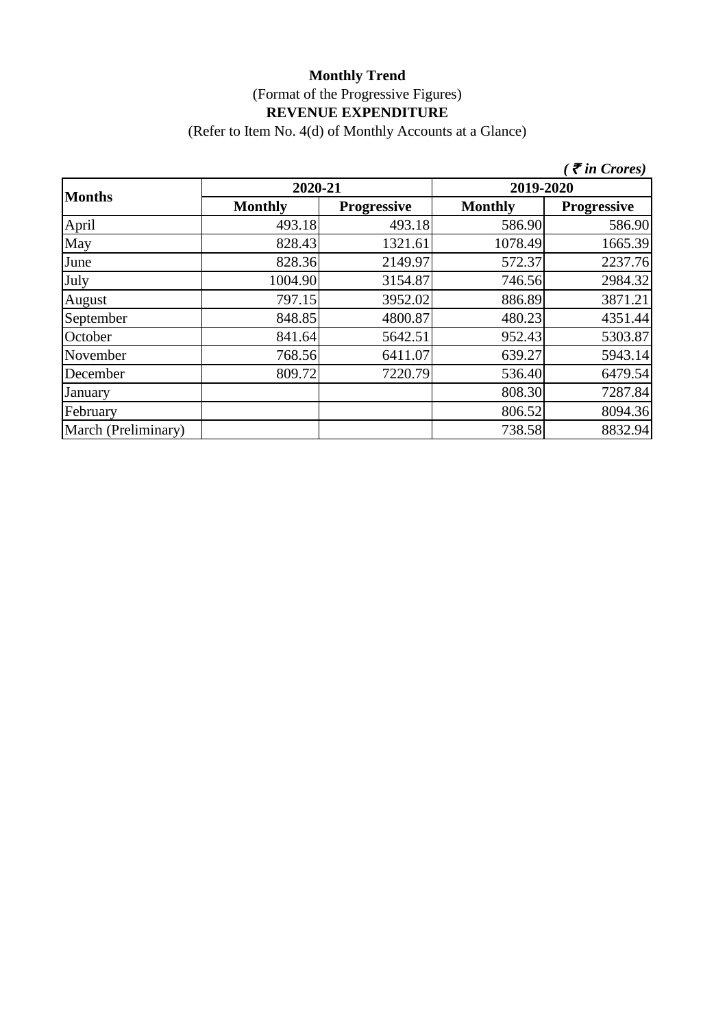**Monthly Trend**

(Format of the Progressive Figures)

**REVENUE EXPENDITURE**

(Refer to Item No. 4(d) of Monthly Accounts at a Glance)

*( ₹ in Crores)*

| Months | 2020-21 | | 2019-2020 | |
|---|---|---|---|---|
| | Monthly | Progressive | Monthly | Progressive |
| April | 493.18 | 493.18 | 586.90 | 586.90 |
| May | 828.43 | 1321.61 | 1078.49 | 1665.39 |
| June | 828.36 | 2149.97 | 572.37 | 2237.76 |
| July | 1004.90 | 3154.87 | 746.56 | 2984.32 |
| August | 797.15 | 3952.02 | 886.89 | 3871.21 |
| September | 848.85 | 4800.87 | 480.23 | 4351.44 |
| October | 841.64 | 5642.51 | 952.43 | 5303.87 |
| November | 768.56 | 6411.07 | 639.27 | 5943.14 |
| December | 809.72 | 7220.79 | 536.40 | 6479.54 |
| January | | | 808.30 | 7287.84 |
| February | | | 806.52 | 8094.36 |
| March (Preliminary) | | | 738.58 | 8832.94 |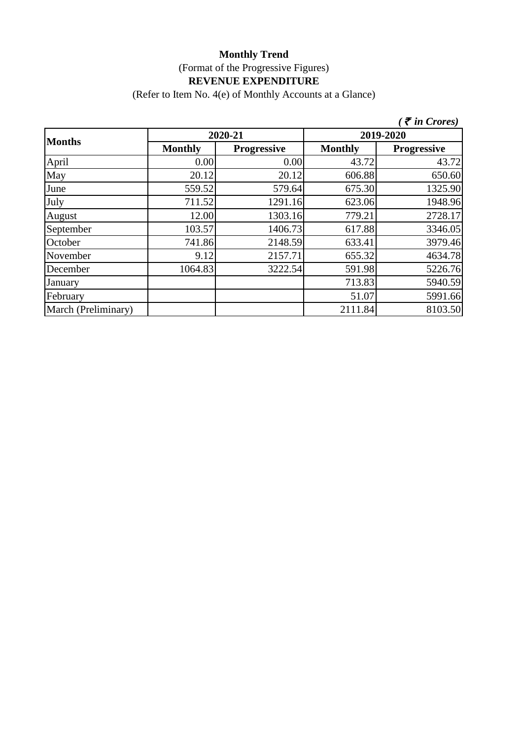**Monthly Trend**

(Format of the Progressive Figures)

**REVENUE EXPENDITURE**

(Refer to Item No. 4(e) of Monthly Accounts at a Glance)

*(₹ in Crores)*

| Months | 2020-21 | | 2019-2020 | |
|---|---|---|---|---|
| | Monthly | Progressive | Monthly | Progressive |
| April | 0.00 | 0.00 | 43.72 | 43.72 |
| May | 20.12 | 20.12 | 606.88 | 650.60 |
| June | 559.52 | 579.64 | 675.30 | 1325.90 |
| July | 711.52 | 1291.16 | 623.06 | 1948.96 |
| August | 12.00 | 1303.16 | 779.21 | 2728.17 |
| September | 103.57 | 1406.73 | 617.88 | 3346.05 |
| October | 741.86 | 2148.59 | 633.41 | 3979.46 |
| November | 9.12 | 2157.71 | 655.32 | 4634.78 |
| December | 1064.83 | 3222.54 | 591.98 | 5226.76 |
| January | | | 713.83 | 5940.59 |
| February | | | 51.07 | 5991.66 |
| March (Preliminary) | | | 2111.84 | 8103.50 |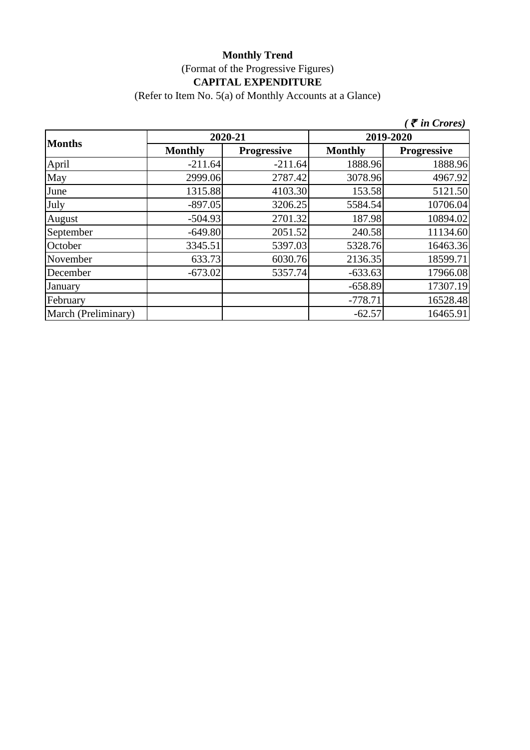**Monthly Trend**

(Format of the Progressive Figures)

**CAPITAL EXPENDITURE**

(Refer to Item No. 5(a) of Monthly Accounts at a Glance)

*( ₹ in Crores)*

| Months | 2020-21 | | 2019-2020 | |
|---|---|---|---|---|
| | Monthly | Progressive | Monthly | Progressive |
| April | -211.64 | -211.64 | 1888.96 | 1888.96 |
| May | 2999.06 | 2787.42 | 3078.96 | 4967.92 |
| June | 1315.88 | 4103.30 | 153.58 | 5121.50 |
| July | -897.05 | 3206.25 | 5584.54 | 10706.04 |
| August | -504.93 | 2701.32 | 187.98 | 10894.02 |
| September | -649.80 | 2051.52 | 240.58 | 11134.60 |
| October | 3345.51 | 5397.03 | 5328.76 | 16463.36 |
| November | 633.73 | 6030.76 | 2136.35 | 18599.71 |
| December | -673.02 | 5357.74 | -633.63 | 17966.08 |
| January | | | -658.89 | 17307.19 |
| February | | | -778.71 | 16528.48 |
| March (Preliminary) | | | -62.57 | 16465.91 |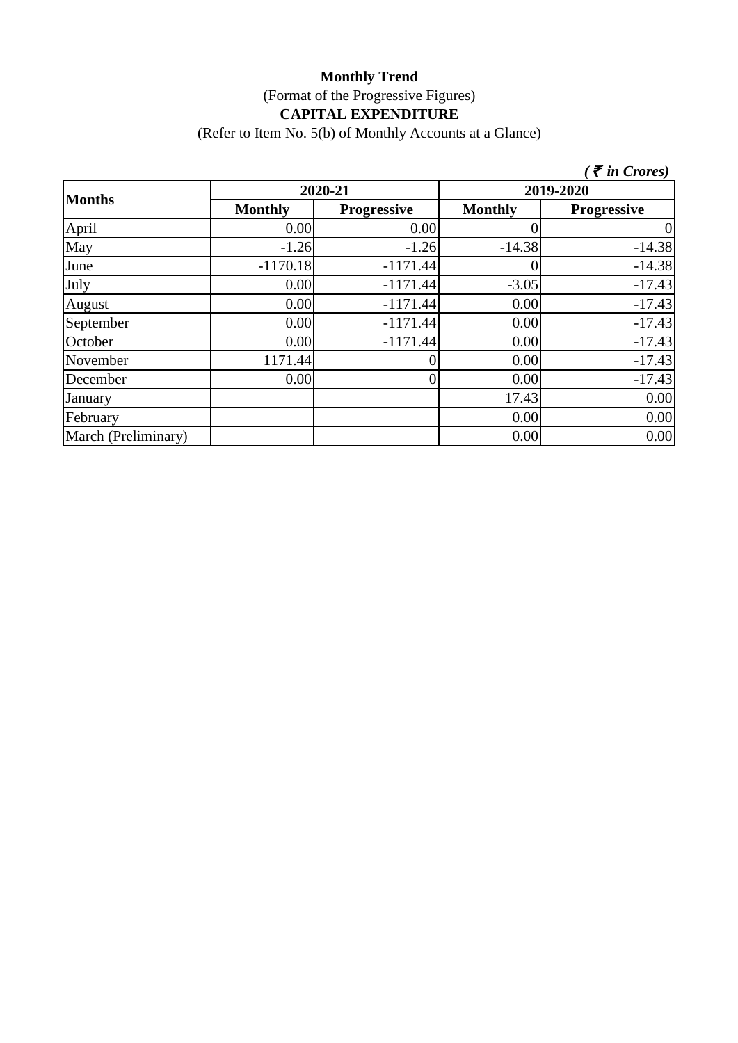**Monthly Trend**

(Format of the Progressive Figures)

**CAPITAL EXPENDITURE**

(Refer to Item No. 5(b) of Monthly Accounts at a Glance)

*( ₹ in Crores)*

| Months | 2020-21 | | 2019-2020 | |
|---|---|---|---|---|
| | Monthly | Progressive | Monthly | Progressive |
| April | 0.00 | 0.00 | 0 | 0 |
| May | -1.26 | -1.26 | -14.38 | -14.38 |
| June | -1170.18 | -1171.44 | 0 | -14.38 |
| July | 0.00 | -1171.44 | -3.05 | -17.43 |
| August | 0.00 | -1171.44 | 0.00 | -17.43 |
| September | 0.00 | -1171.44 | 0.00 | -17.43 |
| October | 0.00 | -1171.44 | 0.00 | -17.43 |
| November | 1171.44 | 0 | 0.00 | -17.43 |
| December | 0.00 | 0 | 0.00 | -17.43 |
| January | | | 17.43 | 0.00 |
| February | | | 0.00 | 0.00 |
| March (Preliminary) | | | 0.00 | 0.00 |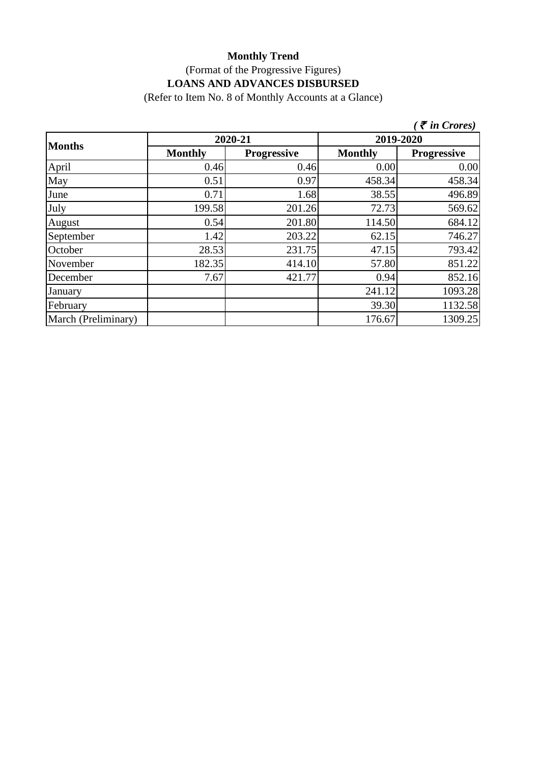**Monthly Trend**

(Format of the Progressive Figures)

**LOANS AND ADVANCES DISBURSED**

(Refer to Item No. 8 of Monthly Accounts at a Glance)

*( ₹ in Crores)*

| Months | 2020-21 | | 2019-2020 | |
|---|---|---|---|---|
| | Monthly | Progressive | Monthly | Progressive |
| April | 0.46 | 0.46 | 0.00 | 0.00 |
| May | 0.51 | 0.97 | 458.34 | 458.34 |
| June | 0.71 | 1.68 | 38.55 | 496.89 |
| July | 199.58 | 201.26 | 72.73 | 569.62 |
| August | 0.54 | 201.80 | 114.50 | 684.12 |
| September | 1.42 | 203.22 | 62.15 | 746.27 |
| October | 28.53 | 231.75 | 47.15 | 793.42 |
| November | 182.35 | 414.10 | 57.80 | 851.22 |
| December | 7.67 | 421.77 | 0.94 | 852.16 |
| January | | | 241.12 | 1093.28 |
| February | | | 39.30 | 1132.58 |
| March (Preliminary) | | | 176.67 | 1309.25 |